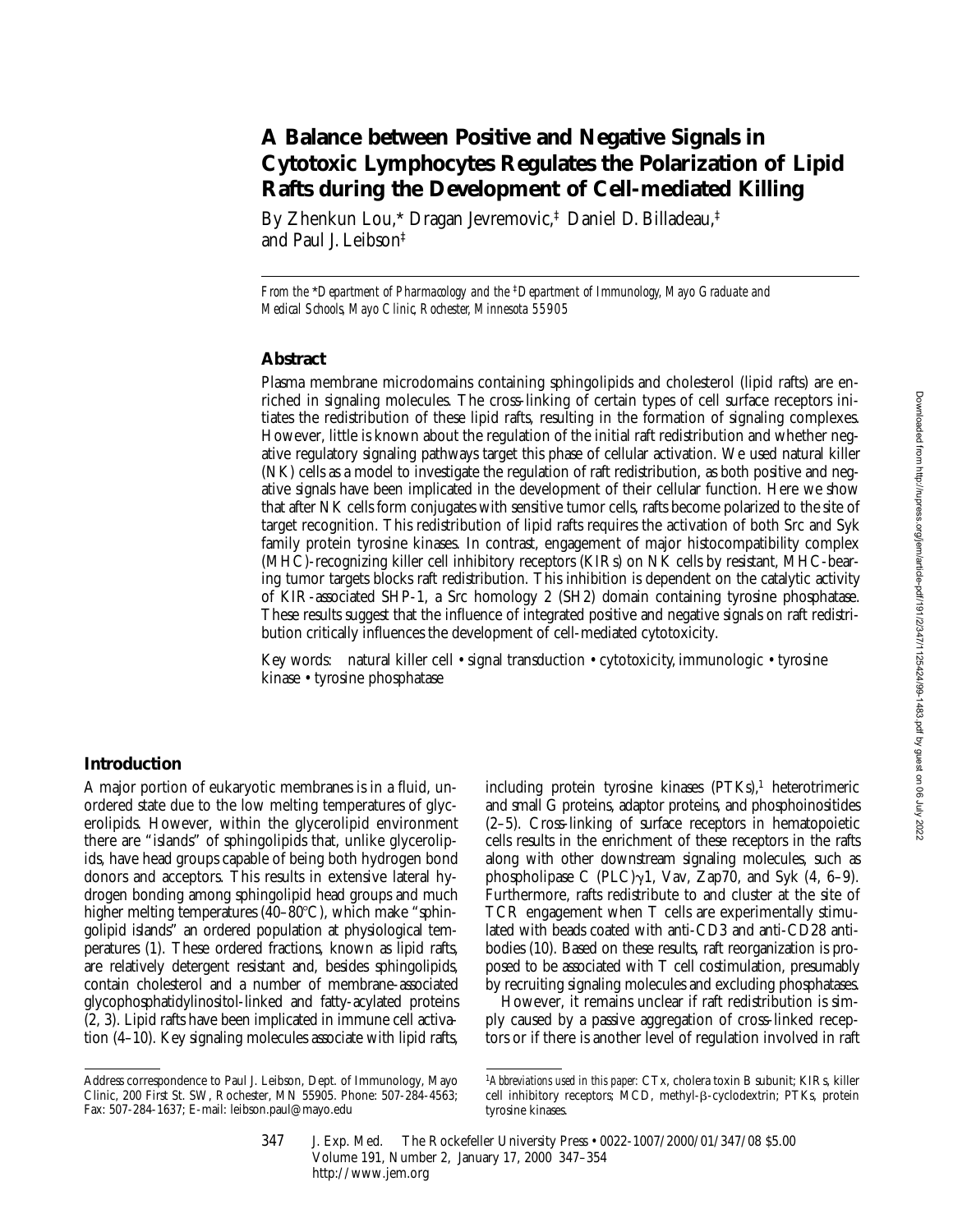# A Balance between Positive and Negative Signals in Cytotoxic Lymphocytes Regulates the Polarization of Lipid Rafts during the Development of Cell-mediated Killing

By Zhenkun Lou,* Dragan Jevremovic,‡ Daniel D. Billadeau,‡ and Paul J. Leibson‡

*From the \*Department of Pharmacology and the ‡Department of Immunology, Mayo Graduate and Medical Schools, Mayo Clinic, Rochester, Minnesota 55905*

## Abstract

Plasma membrane microdomains containing sphingolipids and cholesterol (lipid rafts) are enriched in signaling molecules. The cross-linking of certain types of cell surface receptors initiates the redistribution of these lipid rafts, resulting in the formation of signaling complexes. However, little is known about the regulation of the initial raft redistribution and whether negative regulatory signaling pathways target this phase of cellular activation. We used natural killer (NK) cells as a model to investigate the regulation of raft redistribution, as both positive and negative signals have been implicated in the development of their cellular function. Here we show that after NK cells form conjugates with sensitive tumor cells, rafts become polarized to the site of target recognition. This redistribution of lipid rafts requires the activation of both Src and Syk family protein tyrosine kinases. In contrast, engagement of major histocompatibility complex (MHC)-recognizing killer cell inhibitory receptors (KIRs) on NK cells by resistant, MHC-bearing tumor targets blocks raft redistribution. This inhibition is dependent on the catalytic activity of KIR-associated SHP-1, a Src homology 2 (SH2) domain containing tyrosine phosphatase. These results suggest that the influence of integrated positive and negative signals on raft redistribution critically influences the development of cell-mediated cytotoxicity.

Key words: natural killer cell • signal transduction • cytotoxicity, immunologic • tyrosine kinase • tyrosine phosphatase

## Introduction

A major portion of eukaryotic membranes is in a fluid, unordered state due to the low melting temperatures of glycerolipids. However, within the glycerolipid environment there are "islands" of sphingolipids that, unlike glycerolipids, have head groups capable of being both hydrogen bond donors and acceptors. This results in extensive lateral hydrogen bonding among sphingolipid head groups and much higher melting temperatures (40–80°C), which make "sphingolipid islands" an ordered population at physiological temperatures (1). These ordered fractions, known as lipid rafts, are relatively detergent resistant and, besides sphingolipids, contain cholesterol and a number of membrane-associated glycophosphatidylinositol-linked and fatty-acylated proteins (2, 3). Lipid rafts have been implicated in immune cell activation (4–10). Key signaling molecules associate with lipid rafts, including protein tyrosine kinases (PTKs),[1] heterotrimeric and small G proteins, adaptor proteins, and phosphoinositides (2–5). Cross-linking of surface receptors in hematopoietic cells results in the enrichment of these receptors in the rafts along with other downstream signaling molecules, such as phospholipase C (PLC)$\gamma$1, Vav, Zap70, and Syk (4, 6–9). Furthermore, rafts redistribute to and cluster at the site of TCR engagement when T cells are experimentally stimulated with beads coated with anti-CD3 and anti-CD28 antibodies (10). Based on these results, raft reorganization is proposed to be associated with T cell costimulation, presumably by recruiting signaling molecules and excluding phosphatases.

However, it remains unclear if raft redistribution is simply caused by a passive aggregation of cross-linked receptors or if there is another level of regulation involved in raft

Address correspondence to Paul J. Leibson, Dept. of Immunology, Mayo Clinic, 200 First St. SW, Rochester, MN 55905. Phone: 507-284-4563; Fax: 507-284-1637; E-mail: leibson.paul@mayo.edu

[1]*Abbreviations used in this paper:* CTx, cholera toxin B subunit; KIRs, killer cell inhibitory receptors; MCD, methyl-$\beta$-cyclodextrin; PTKs, protein tyrosine kinases.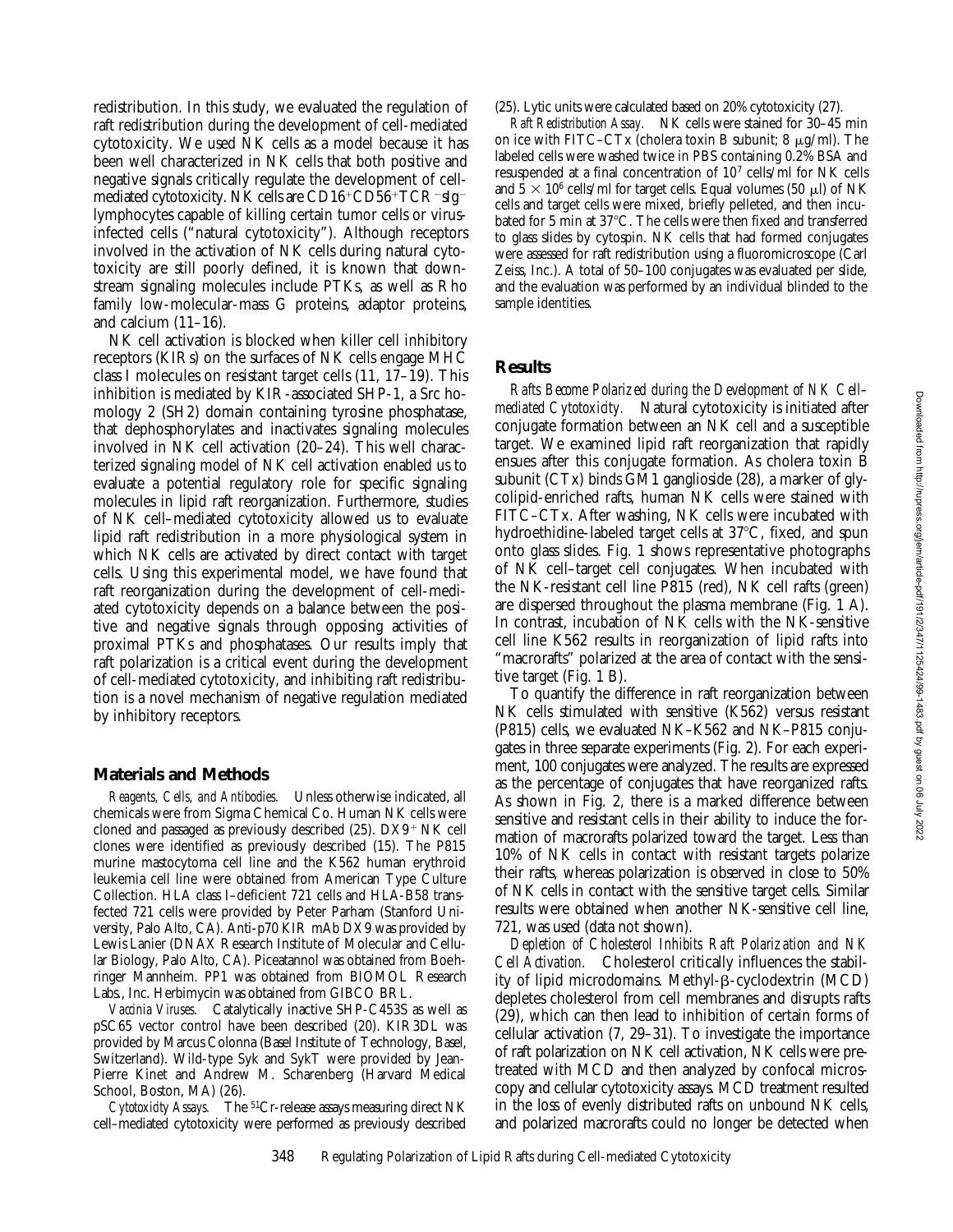redistribution. In this study, we evaluated the regulation of raft redistribution during the development of cell-mediated cytotoxicity. We used NK cells as a model because it has been well characterized in NK cells that both positive and negative signals critically regulate the development of cell-mediated cytotoxicity. NK cells are $CD16^+CD56^+TCR^-sIg^-$ lymphocytes capable of killing certain tumor cells or virus-infected cells ("natural cytotoxicity"). Although receptors involved in the activation of NK cells during natural cytotoxicity are still poorly defined, it is known that downstream signaling molecules include PTKs, as well as Rho family low-molecular-mass G proteins, adaptor proteins, and calcium (11–16).

NK cell activation is blocked when killer cell inhibitory receptors (KIRs) on the surfaces of NK cells engage MHC class I molecules on resistant target cells (11, 17–19). This inhibition is mediated by KIR-associated SHP-1, a Src homology 2 (SH2) domain containing tyrosine phosphatase, that dephosphorylates and inactivates signaling molecules involved in NK cell activation (20–24). This well characterized signaling model of NK cell activation enabled us to evaluate a potential regulatory role for specific signaling molecules in lipid raft reorganization. Furthermore, studies of NK cell–mediated cytotoxicity allowed us to evaluate lipid raft redistribution in a more physiological system in which NK cells are activated by direct contact with target cells. Using this experimental model, we have found that raft reorganization during the development of cell-mediated cytotoxicity depends on a balance between the positive and negative signals through opposing activities of proximal PTKs and phosphatases. Our results imply that raft polarization is a critical event during the development of cell-mediated cytotoxicity, and inhibiting raft redistribution is a novel mechanism of negative regulation mediated by inhibitory receptors.

## Materials and Methods

*Reagents, Cells, and Antibodies.* Unless otherwise indicated, all chemicals were from Sigma Chemical Co. Human NK cells were cloned and passaged as previously described (25). $DX9^+$ NK cell clones were identified as previously described (15). The P815 murine mastocytoma cell line and the K562 human erythroid leukemia cell line were obtained from American Type Culture Collection. HLA class I–deficient 721 cells and HLA-B58 transfected 721 cells were provided by Peter Parham (Stanford University, Palo Alto, CA). Anti-p70 KIR mAb DX9 was provided by Lewis Lanier (DNAX Research Institute of Molecular and Cellular Biology, Palo Alto, CA). Piceatannol was obtained from Boehringer Mannheim. PP1 was obtained from BIOMOL Research Labs., Inc. Herbimycin was obtained from GIBCO BRL.

*Vaccinia Viruses.* Catalytically inactive SHP-C453S as well as pSC65 vector control have been described (20). KIR3DL was provided by Marcus Colonna (Basel Institute of Technology, Basel, Switzerland). Wild-type Syk and SykT were provided by Jean-Pierre Kinet and Andrew M. Scharenberg (Harvard Medical School, Boston, MA) (26).

*Cytotoxicity Assays.* The $^{51}$Cr-release assays measuring direct NK cell–mediated cytotoxicity were performed as previously described (25). Lytic units were calculated based on 20% cytotoxicity (27).

*Raft Redistribution Assay.* NK cells were stained for 30–45 min on ice with FITC–CTx (cholera toxin B subunit; 8 μg/ml). The labeled cells were washed twice in PBS containing 0.2% BSA and resuspended at a final concentration of $10^7$ cells/ml for NK cells and $5 \times 10^6$ cells/ml for target cells. Equal volumes (50 μl) of NK cells and target cells were mixed, briefly pelleted, and then incubated for 5 min at 37°C. The cells were then fixed and transferred to glass slides by cytospin. NK cells that had formed conjugates were assessed for raft redistribution using a fluoromicroscope (Carl Zeiss, Inc.). A total of 50–100 conjugates was evaluated per slide, and the evaluation was performed by an individual blinded to the sample identities.

## Results

*Rafts Become Polarized during the Development of NK Cell–mediated Cytotoxicity.* Natural cytotoxicity is initiated after conjugate formation between an NK cell and a susceptible target. We examined lipid raft reorganization that rapidly ensues after this conjugate formation. As cholera toxin B subunit (CTx) binds GM1 ganglioside (28), a marker of glycolipid-enriched rafts, human NK cells were stained with FITC–CTx. After washing, NK cells were incubated with hydroethidine-labeled target cells at 37°C, fixed, and spun onto glass slides. Fig. 1 shows representative photographs of NK cell–target cell conjugates. When incubated with the NK-resistant cell line P815 (red), NK cell rafts (green) are dispersed throughout the plasma membrane (Fig. 1 A). In contrast, incubation of NK cells with the NK-sensitive cell line K562 results in reorganization of lipid rafts into "macrorafts" polarized at the area of contact with the sensitive target (Fig. 1 B).

To quantify the difference in raft reorganization between NK cells stimulated with sensitive (K562) versus resistant (P815) cells, we evaluated NK–K562 and NK–P815 conjugates in three separate experiments (Fig. 2). For each experiment, 100 conjugates were analyzed. The results are expressed as the percentage of conjugates that have reorganized rafts. As shown in Fig. 2, there is a marked difference between sensitive and resistant cells in their ability to induce the formation of macrorafts polarized toward the target. Less than 10% of NK cells in contact with resistant targets polarize their rafts, whereas polarization is observed in close to 50% of NK cells in contact with the sensitive target cells. Similar results were obtained when another NK-sensitive cell line, 721, was used (data not shown).

*Depletion of Cholesterol Inhibits Raft Polarization and NK Cell Activation.* Cholesterol critically influences the stability of lipid microdomains. Methyl-β-cyclodextrin (MCD) depletes cholesterol from cell membranes and disrupts rafts (29), which can then lead to inhibition of certain forms of cellular activation (7, 29–31). To investigate the importance of raft polarization on NK cell activation, NK cells were pretreated with MCD and then analyzed by confocal microscopy and cellular cytotoxicity assays. MCD treatment resulted in the loss of evenly distributed rafts on unbound NK cells, and polarized macrorafts could no longer be detected when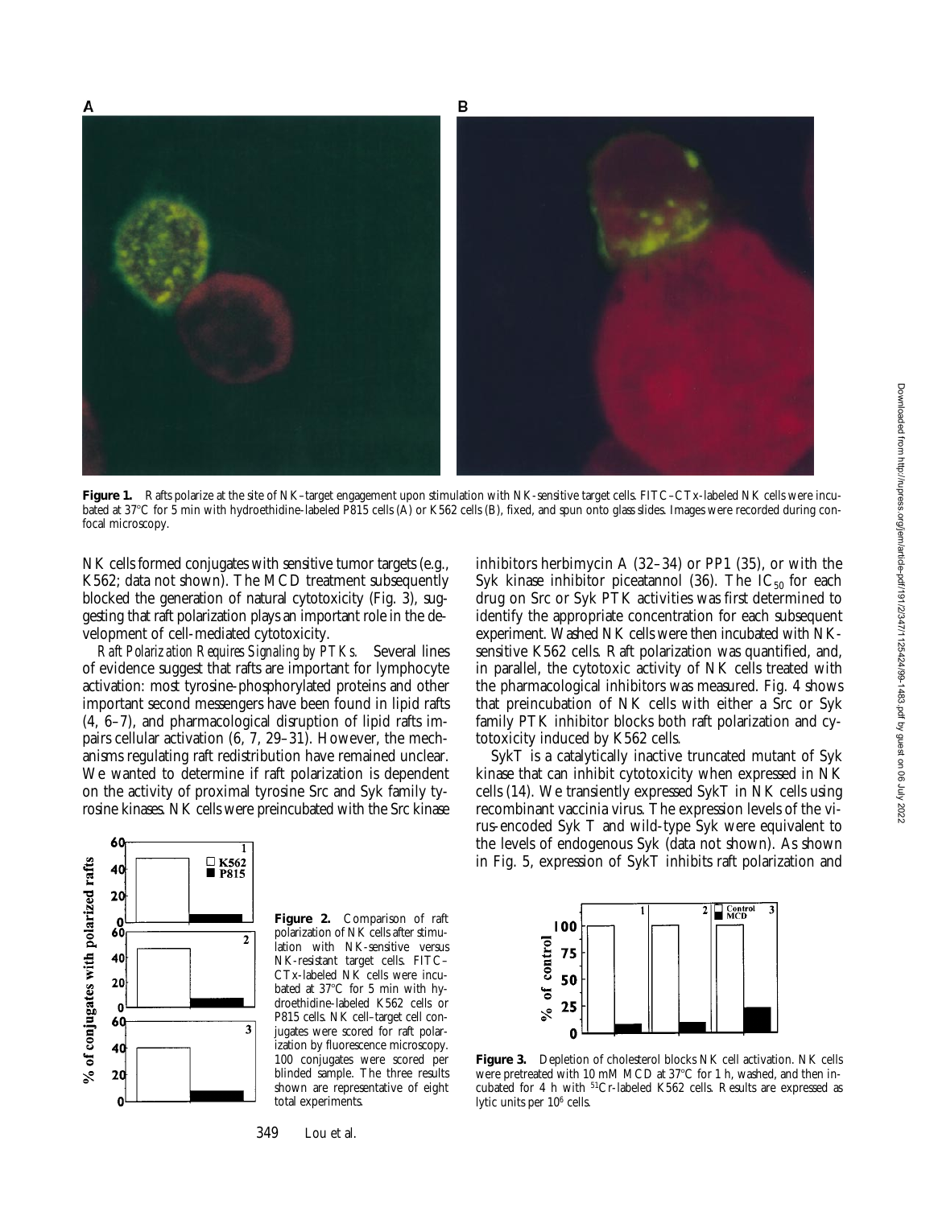**Figure 1.** Rafts polarize at the site of NK–target engagement upon stimulation with NK-sensitive target cells. FITC–CTx-labeled NK cells were incubated at 37°C for 5 min with hydroethidine-labeled P815 cells (A) or K562 cells (B), fixed, and spun onto glass slides. Images were recorded during confocal microscopy.

NK cells formed conjugates with sensitive tumor targets (e.g., K562; data not shown). The MCD treatment subsequently blocked the generation of natural cytotoxicity (Fig. 3), suggesting that raft polarization plays an important role in the development of cell-mediated cytotoxicity.

*Raft Polarization Requires Signaling by PTKs.* Several lines of evidence suggest that rafts are important for lymphocyte activation: most tyrosine-phosphorylated proteins and other important second messengers have been found in lipid rafts (4, 6–7), and pharmacological disruption of lipid rafts impairs cellular activation (6, 7, 29–31). However, the mechanisms regulating raft redistribution have remained unclear. We wanted to determine if raft polarization is dependent on the activity of proximal tyrosine Src and Syk family tyrosine kinases. NK cells were preincubated with the Src kinase inhibitors herbimycin A (32–34) or PP1 (35), or with the Syk kinase inhibitor piceatannol (36). The $IC_{50}$ for each drug on Src or Syk PTK activities was first determined to identify the appropriate concentration for each subsequent experiment. Washed NK cells were then incubated with NK-sensitive K562 cells. Raft polarization was quantified, and, in parallel, the cytotoxic activity of NK cells treated with the pharmacological inhibitors was measured. Fig. 4 shows that preincubation of NK cells with either a Src or Syk family PTK inhibitor blocks both raft polarization and cytotoxicity induced by K562 cells.

SykT is a catalytically inactive truncated mutant of Syk kinase that can inhibit cytotoxicity when expressed in NK cells (14). We transiently expressed SykT in NK cells using recombinant vaccinia virus. The expression levels of the virus-encoded Syk T and wild-type Syk were equivalent to the levels of endogenous Syk (data not shown). As shown in Fig. 5, expression of SykT inhibits raft polarization and

**Figure 2.** Comparison of raft polarization of NK cells after stimulation with NK-sensitive versus NK-resistant target cells. FITC–CTx-labeled NK cells were incubated at 37°C for 5 min with hydroethidine-labeled K562 cells or P815 cells. NK cell–target cell conjugates were scored for raft polarization by fluorescence microscopy. 100 conjugates were scored per blinded sample. The three results shown are representative of eight total experiments.

**Figure 3.** Depletion of cholesterol blocks NK cell activation. NK cells were pretreated with 10 mM MCD at 37°C for 1 h, washed, and then incubated for 4 h with $^{51}Cr$-labeled K562 cells. Results are expressed as lytic units per $10^6$ cells.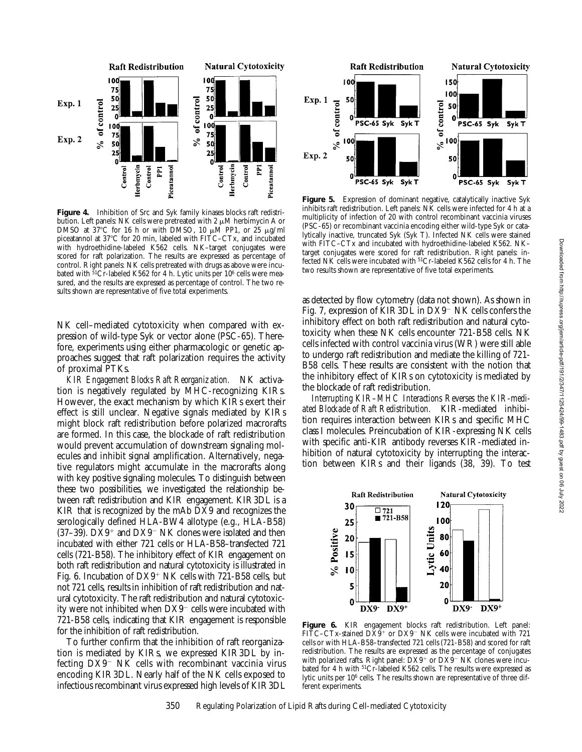**Figure 4.** Inhibition of Src and Syk family kinases blocks raft redistribution. Left panels: NK cells were pretreated with 2 μM herbimycin A or DMSO at 37°C for 16 h or with DMSO, 10 μM PP1, or 25 μg/ml piceatannol at 37°C for 20 min, labeled with FITC–CTx, and incubated with hydroethidine-labeled K562 cells. NK–target conjugates were scored for raft polarization. The results are expressed as percentage of control. Right panels: NK cells pretreated with drugs as above were incubated with $^{51}$Cr-labeled K562 for 4 h. Lytic units per $10^6$ cells were measured, and the results are expressed as percentage of control. The two results shown are representative of five total experiments.

**Figure 5.** Expression of dominant negative, catalytically inactive Syk inhibits raft redistribution. Left panels: NK cells were infected for 4 h at a multiplicity of infection of 20 with control recombinant vaccinia viruses (PSC-65) or recombinant vaccinia encoding either wild-type Syk or catalytically inactive, truncated Syk (Syk T). Infected NK cells were stained with FITC–CTx and incubated with hydroethidine-labeled K562. NK–target conjugates were scored for raft redistribution. Right panels: infected NK cells were incubated with $^{51}$Cr-labeled K562 cells for 4 h. The two results shown are representative of five total experiments.

NK cell–mediated cytotoxicity when compared with expression of wild-type Syk or vector alone (PSC-65). Therefore, experiments using either pharmacologic or genetic approaches suggest that raft polarization requires the activity of proximal PTKs.

*KIR Engagement Blocks Raft Reorganization.* NK activation is negatively regulated by MHC-recognizing KIRs. However, the exact mechanism by which KIRs exert their effect is still unclear. Negative signals mediated by KIRs might block raft redistribution before polarized macrorafts are formed. In this case, the blockade of raft redistribution would prevent accumulation of downstream signaling molecules and inhibit signal amplification. Alternatively, negative regulators might accumulate in the macrorafts along with key positive signaling molecules. To distinguish between these two possibilities, we investigated the relationship between raft redistribution and KIR engagement. KIR3DL is a KIR that is recognized by the mAb DX9 and recognizes the serologically defined HLA-BW4 allotype (e.g., HLA-B58) (37–39). DX9$^+$ and DX9$^-$ NK clones were isolated and then incubated with either 721 cells or HLA-B58–transfected 721 cells (721-B58). The inhibitory effect of KIR engagement on both raft redistribution and natural cytotoxicity is illustrated in Fig. 6. Incubation of DX9$^+$ NK cells with 721-B58 cells, but not 721 cells, results in inhibition of raft redistribution and natural cytotoxicity. The raft redistribution and natural cytotoxicity were not inhibited when DX9$^-$ cells were incubated with 721-B58 cells, indicating that KIR engagement is responsible for the inhibition of raft redistribution.

To further confirm that the inhibition of raft reorganization is mediated by KIRs, we expressed KIR3DL by infecting DX9$^-$ NK cells with recombinant vaccinia virus encoding KIR3DL. Nearly half of the NK cells exposed to infectious recombinant virus expressed high levels of KIR3DL as detected by flow cytometry (data not shown). As shown in Fig. 7, expression of KIR3DL in DX9$^-$ NK cells confers the inhibitory effect on both raft redistribution and natural cytotoxicity when these NK cells encounter 721-B58 cells. NK cells infected with control vaccinia virus (WR) were still able to undergo raft redistribution and mediate the killing of 721-B58 cells. These results are consistent with the notion that the inhibitory effect of KIRs on cytotoxicity is mediated by the blockade of raft redistribution.

*Interrupting KIR–MHC Interactions Reverses the KIR-mediated Blockade of Raft Redistribution.* KIR-mediated inhibition requires interaction between KIRs and specific MHC class I molecules. Preincubation of KIR-expressing NK cells with specific anti-KIR antibody reverses KIR-mediated inhibition of natural cytotoxicity by interrupting the interaction between KIRs and their ligands (38, 39). To test

**Figure 6.** KIR engagement blocks raft redistribution. Left panel: FITC–CTx-stained DX9$^+$ or DX9$^-$ NK cells were incubated with 721 cells or with HLA-B58–transfected 721 cells (721-B58) and scored for raft redistribution. The results are expressed as the percentage of conjugates with polarized rafts. Right panel: DX9$^+$ or DX9$^-$ NK clones were incubated for 4 h with $^{51}$Cr-labeled K562 cells. The results were expressed as lytic units per $10^6$ cells. The results shown are representative of three different experiments.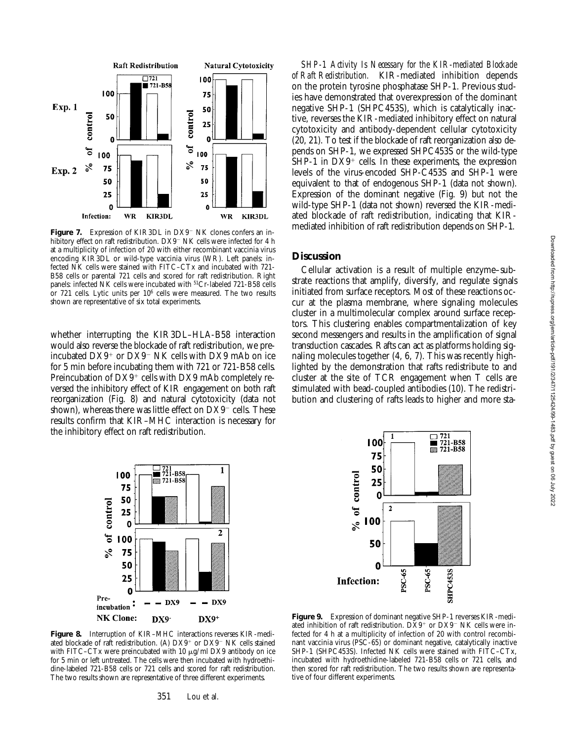**Figure 7.** Expression of KIR3DL in DX9⁻ NK clones confers an inhibitory effect on raft redistribution. DX9⁻ NK cells were infected for 4 h at a multiplicity of infection of 20 with either recombinant vaccinia virus encoding KIR3DL or wild-type vaccinia virus (WR). Left panels: infected NK cells were stained with FITC–CTx and incubated with 721-B58 cells or parental 721 cells and scored for raft redistribution. Right panels: infected NK cells were incubated with $^{51}$Cr-labeled 721-B58 cells or 721 cells. Lytic units per $10^6$ cells were measured. The two results shown are representative of six total experiments.

whether interrupting the KIR3DL–HLA-B58 interaction would also reverse the blockade of raft redistribution, we preincubated DX9⁺ or DX9⁻ NK cells with DX9 mAb on ice for 5 min before incubating them with 721 or 721-B58 cells. Preincubation of DX9⁺ cells with DX9 mAb completely reversed the inhibitory effect of KIR engagement on both raft reorganization (Fig. 8) and natural cytotoxicity (data not shown), whereas there was little effect on DX9⁻ cells. These results confirm that KIR–MHC interaction is necessary for the inhibitory effect on raft redistribution.

**Figure 8.** Interruption of KIR–MHC interactions reverses KIR-mediated blockade of raft redistribution. (A) DX9⁺ or DX9⁻ NK cells stained with FITC–CTx were preincubated with 10 μg/ml DX9 antibody on ice for 5 min or left untreated. The cells were then incubated with hydroethidine-labeled 721-B58 cells or 721 cells and scored for raft redistribution. The two results shown are representative of three different experiments.

*SHP-1 Activity Is Necessary for the KIR-mediated Blockade of Raft Redistribution.* KIR-mediated inhibition depends on the protein tyrosine phosphatase SHP-1. Previous studies have demonstrated that overexpression of the dominant negative SHP-1 (SHPC453S), which is catalytically inactive, reverses the KIR-mediated inhibitory effect on natural cytotoxicity and antibody-dependent cellular cytotoxicity (20, 21). To test if the blockade of raft reorganization also depends on SHP-1, we expressed SHPC453S or the wild-type SHP-1 in DX9⁺ cells. In these experiments, the expression levels of the virus-encoded SHP-C453S and SHP-1 were equivalent to that of endogenous SHP-1 (data not shown). Expression of the dominant negative (Fig. 9) but not the wild-type SHP-1 (data not shown) reversed the KIR-mediated blockade of raft redistribution, indicating that KIR-mediated inhibition of raft redistribution depends on SHP-1.

## Discussion

Cellular activation is a result of multiple enzyme–substrate reactions that amplify, diversify, and regulate signals initiated from surface receptors. Most of these reactions occur at the plasma membrane, where signaling molecules cluster in a multimolecular complex around surface receptors. This clustering enables compartmentalization of key second messengers and results in the amplification of signal transduction cascades. Rafts can act as platforms holding signaling molecules together (4, 6, 7). This was recently highlighted by the demonstration that rafts redistribute to and cluster at the site of TCR engagement when T cells are stimulated with bead-coupled antibodies (10). The redistribution and clustering of rafts leads to higher and more sta-

**Figure 9.** Expression of dominant negative SHP-1 reverses KIR-mediated inhibition of raft redistribution. DX9⁺ or DX9⁻ NK cells were infected for 4 h at a multiplicity of infection of 20 with control recombinant vaccinia virus (PSC-65) or dominant negative, catalytically inactive SHP-1 (SHPC453S). Infected NK cells were stained with FITC–CTx, incubated with hydroethidine-labeled 721-B58 cells or 721 cells, and then scored for raft redistribution. The two results shown are representative of four different experiments.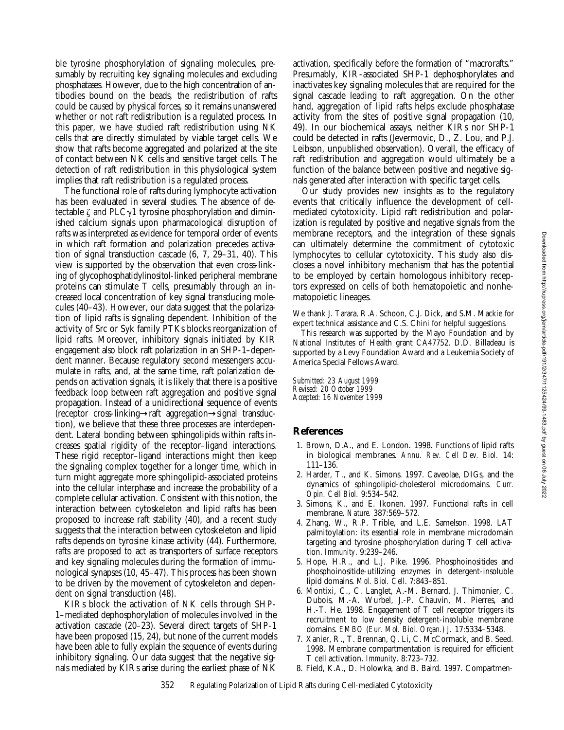ble tyrosine phosphorylation of signaling molecules, presumably by recruiting key signaling molecules and excluding phosphatases. However, due to the high concentration of antibodies bound on the beads, the redistribution of rafts could be caused by physical forces, so it remains unanswered whether or not raft redistribution is a regulated process. In this paper, we have studied raft redistribution using NK cells that are directly stimulated by viable target cells. We show that rafts become aggregated and polarized at the site of contact between NK cells and sensitive target cells. The detection of raft redistribution in this physiological system implies that raft redistribution is a regulated process.

The functional role of rafts during lymphocyte activation has been evaluated in several studies. The absence of detectable ζ and PLCγ1 tyrosine phosphorylation and diminished calcium signals upon pharmacological disruption of rafts was interpreted as evidence for temporal order of events in which raft formation and polarization precedes activation of signal transduction cascade (6, 7, 29–31, 40). This view is supported by the observation that even cross-linking of glycophosphatidylinositol-linked peripheral membrane proteins can stimulate T cells, presumably through an increased local concentration of key signal transducing molecules (40–43). However, our data suggest that the polarization of lipid rafts is signaling dependent. Inhibition of the activity of Src or Syk family PTKs blocks reorganization of lipid rafts. Moreover, inhibitory signals initiated by KIR engagement also block raft polarization in an SHP-1–dependent manner. Because regulatory second messengers accumulate in rafts, and, at the same time, raft polarization depends on activation signals, it is likely that there is a positive feedback loop between raft aggregation and positive signal propagation. Instead of a unidirectional sequence of events (receptor cross-linking→raft aggregation→signal transduction), we believe that these three processes are interdependent. Lateral bonding between sphingolipids within rafts increases spatial rigidity of the receptor–ligand interactions. These rigid receptor–ligand interactions might then keep the signaling complex together for a longer time, which in turn might aggregate more sphingolipid-associated proteins into the cellular interphase and increase the probability of a complete cellular activation. Consistent with this notion, the interaction between cytoskeleton and lipid rafts has been proposed to increase raft stability (40), and a recent study suggests that the interaction between cytoskeleton and lipid rafts depends on tyrosine kinase activity (44). Furthermore, rafts are proposed to act as transporters of surface receptors and key signaling molecules during the formation of immunological synapses (10, 45–47). This process has been shown to be driven by the movement of cytoskeleton and dependent on signal transduction (48).

KIRs block the activation of NK cells through SHP-1–mediated dephosphorylation of molecules involved in the activation cascade (20–23). Several direct targets of SHP-1 have been proposed (15, 24), but none of the current models have been able to fully explain the sequence of events during inhibitory signaling. Our data suggest that the negative signals mediated by KIRs arise during the earliest phase of NK activation, specifically before the formation of "macrorafts." Presumably, KIR-associated SHP-1 dephosphorylates and inactivates key signaling molecules that are required for the signal cascade leading to raft aggregation. On the other hand, aggregation of lipid rafts helps exclude phosphatase activity from the sites of positive signal propagation (10, 49). In our biochemical assays, neither KIRs nor SHP-1 could be detected in rafts (Jevermovic, D., Z. Lou, and P.J. Leibson, unpublished observation). Overall, the efficacy of raft redistribution and aggregation would ultimately be a function of the balance between positive and negative signals generated after interaction with specific target cells.

Our study provides new insights as to the regulatory events that critically influence the development of cell-mediated cytotoxicity. Lipid raft redistribution and polarization is regulated by positive and negative signals from the membrane receptors, and the integration of these signals can ultimately determine the commitment of cytotoxic lymphocytes to cellular cytotoxicity. This study also discloses a novel inhibitory mechanism that has the potential to be employed by certain homologous inhibitory receptors expressed on cells of both hematopoietic and nonhematopoietic lineages.

We thank J. Tarara, R.A. Schoon, C.J. Dick, and S.M. Mackie for expert technical assistance and C.S. Chini for helpful suggestions.

This research was supported by the Mayo Foundation and by National Institutes of Health grant CA47752. D.D. Billadeau is supported by a Levy Foundation Award and a Leukemia Society of America Special Fellows Award.

*Submitted: 23 August 1999*
*Revised: 20 October 1999*
*Accepted: 16 November 1999*

## References

1. Brown, D.A., and E. London. 1998. Functions of lipid rafts in biological membranes. *Annu. Rev. Cell Dev. Biol.* 14:111–136.
2. Harder, T., and K. Simons. 1997. Caveolae, DIGs, and the dynamics of sphingolipid-cholesterol microdomains. *Curr. Opin. Cell Biol.* 9:534–542.
3. Simons, K., and E. Ikonen. 1997. Functional rafts in cell membrane. *Nature.* 387:569–572.
4. Zhang, W., R.P. Trible, and L.E. Samelson. 1998. LAT palmitoylation: its essential role in membrane microdomain targeting and tyrosine phosphorylation during T cell activation. *Immunity.* 9:239–246.
5. Hope, H.R., and L.J. Pike. 1996. Phosphoinositides and phosphoinositide-utilizing enzymes in detergent-insoluble lipid domains. *Mol. Biol. Cell.* 7:843–851.
6. Montixi, C., C. Langlet, A.-M. Bernard, J. Thimonier, C. Dubois, M.-A. Wurbel, J.-P. Chauvin, M. Pierres, and H.-T. He. 1998. Engagement of T cell receptor triggers its recruitment to low density detergent-insoluble membrane domains. *EMBO (Eur. Mol. Biol. Organ.) J.* 17:5334–5348.
7. Xanier, R., T. Brennan, Q. Li, C. McCormack, and B. Seed. 1998. Membrane compartmentation is required for efficient T cell activation. *Immunity.* 8:723–732.
8. Field, K.A., D. Holowka, and B. Baird. 1997. Compartmen-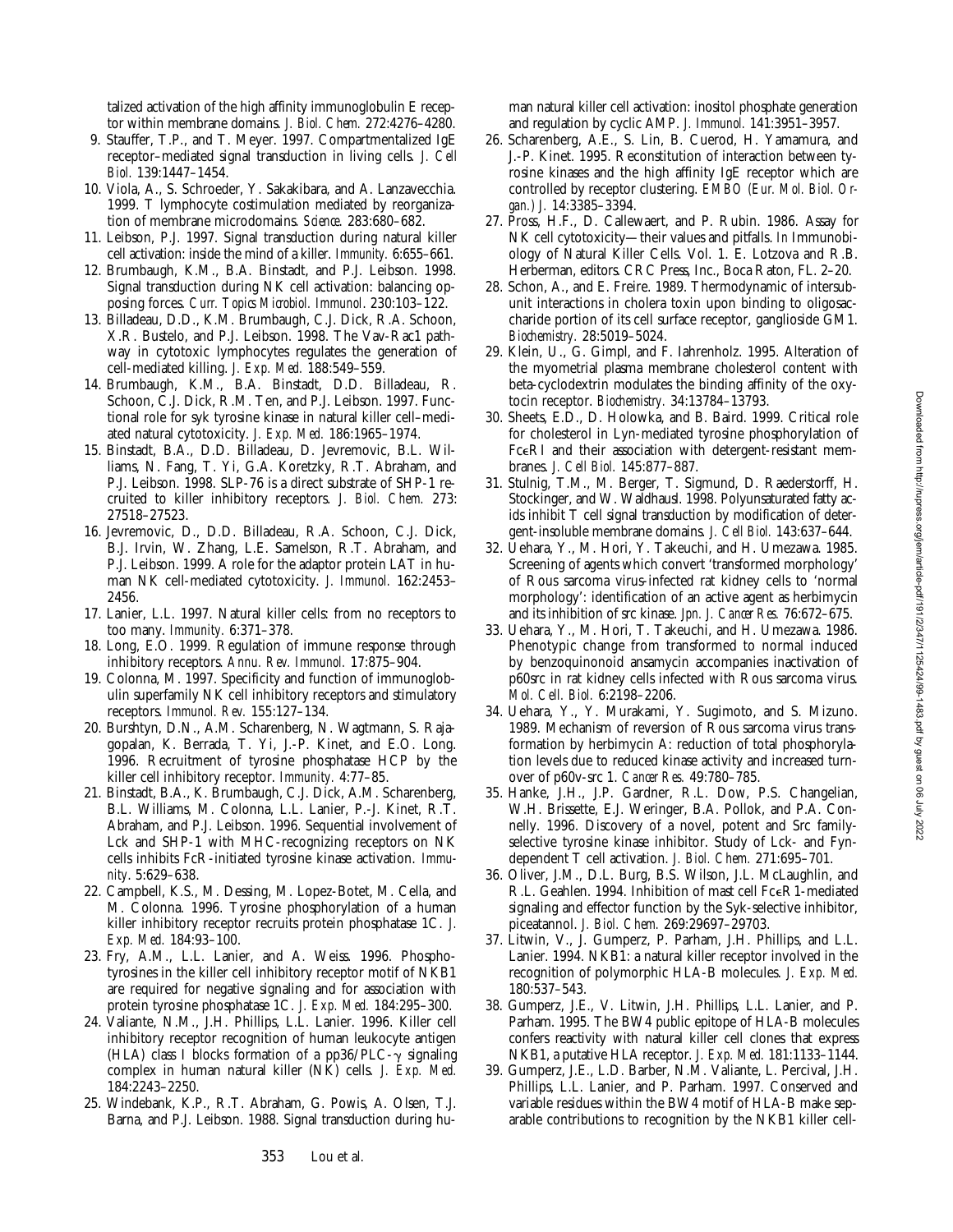talized activation of the high affinity immunoglobulin E receptor within membrane domains. *J. Biol. Chem.* 272:4276–4280.

9. Stauffer, T.P., and T. Meyer. 1997. Compartmentalized IgE receptor–mediated signal transduction in living cells. *J. Cell Biol.* 139:1447–1454.
10. Viola, A., S. Schroeder, Y. Sakakibara, and A. Lanzavecchia. 1999. T lymphocyte costimulation mediated by reorganization of membrane microdomains. *Science.* 283:680–682.
11. Leibson, P.J. 1997. Signal transduction during natural killer cell activation: inside the mind of a killer. *Immunity.* 6:655–661.
12. Brumbaugh, K.M., B.A. Binstadt, and P.J. Leibson. 1998. Signal transduction during NK cell activation: balancing opposing forces. *Curr. Topics Microbiol. Immunol.* 230:103–122.
13. Billadeau, D.D., K.M. Brumbaugh, C.J. Dick, R.A. Schoon, X.R. Bustelo, and P.J. Leibson. 1998. The Vav-Rac1 pathway in cytotoxic lymphocytes regulates the generation of cell-mediated killing. *J. Exp. Med.* 188:549–559.
14. Brumbaugh, K.M., B.A. Binstadt, D.D. Billadeau, R. Schoon, C.J. Dick, R.M. Ten, and P.J. Leibson. 1997. Functional role for syk tyrosine kinase in natural killer cell–mediated natural cytotoxicity. *J. Exp. Med.* 186:1965–1974.
15. Binstadt, B.A., D.D. Billadeau, D. Jevremovic, B.L. Williams, N. Fang, T. Yi, G.A. Koretzky, R.T. Abraham, and P.J. Leibson. 1998. SLP-76 is a direct substrate of SHP-1 recruited to killer inhibitory receptors. *J. Biol. Chem.* 273: 27518–27523.
16. Jevremovic, D., D.D. Billadeau, R.A. Schoon, C.J. Dick, B.J. Irvin, W. Zhang, L.E. Samelson, R.T. Abraham, and P.J. Leibson. 1999. A role for the adaptor protein LAT in human NK cell-mediated cytotoxicity. *J. Immunol.* 162:2453–2456.
17. Lanier, L.L. 1997. Natural killer cells: from no receptors to too many. *Immunity.* 6:371–378.
18. Long, E.O. 1999. Regulation of immune response through inhibitory receptors. *Annu. Rev. Immunol.* 17:875–904.
19. Colonna, M. 1997. Specificity and function of immunoglobulin superfamily NK cell inhibitory receptors and stimulatory receptors. *Immunol. Rev.* 155:127–134.
20. Burshtyn, D.N., A.M. Scharenberg, N. Wagtmann, S. Rajagopalan, K. Berrada, T. Yi, J.-P. Kinet, and E.O. Long. 1996. Recruitment of tyrosine phosphatase HCP by the killer cell inhibitory receptor. *Immunity.* 4:77–85.
21. Binstadt, B.A., K. Brumbaugh, C.J. Dick, A.M. Scharenberg, B.L. Williams, M. Colonna, L.L. Lanier, P.-J. Kinet, R.T. Abraham, and P.J. Leibson. 1996. Sequential involvement of Lck and SHP-1 with MHC-recognizing receptors on NK cells inhibits FcR-initiated tyrosine kinase activation. *Immunity.* 5:629–638.
22. Campbell, K.S., M. Dessing, M. Lopez-Botet, M. Cella, and M. Colonna. 1996. Tyrosine phosphorylation of a human killer inhibitory receptor recruits protein phosphatase 1C. *J. Exp. Med.* 184:93–100.
23. Fry, A.M., L.L. Lanier, and A. Weiss. 1996. Phosphotyrosines in the killer cell inhibitory receptor motif of NKB1 are required for negative signaling and for association with protein tyrosine phosphatase 1C. *J. Exp. Med.* 184:295–300.
24. Valiante, N.M., J.H. Phillips, L.L. Lanier. 1996. Killer cell inhibitory receptor recognition of human leukocyte antigen (HLA) class I blocks formation of a pp36/PLC-$\gamma$ signaling complex in human natural killer (NK) cells. *J. Exp. Med.* 184:2243–2250.
25. Windebank, K.P., R.T. Abraham, G. Powis, A. Olsen, T.J. Barna, and P.J. Leibson. 1988. Signal transduction during human natural killer cell activation: inositol phosphate generation and regulation by cyclic AMP. *J. Immunol.* 141:3951–3957.
26. Scharenberg, A.E., S. Lin, B. Cuerod, H. Yamamura, and J.-P. Kinet. 1995. Reconstitution of interaction between tyrosine kinases and the high affinity IgE receptor which are controlled by receptor clustering. *EMBO (Eur. Mol. Biol. Organ.) J.* 14:3385–3394.
27. Pross, H.F., D. Callewaert, and P. Rubin. 1986. Assay for NK cell cytotoxicity—their values and pitfalls. *In* Immunobiology of Natural Killer Cells. Vol. 1. E. Lotzova and R.B. Herberman, editors. CRC Press, Inc., Boca Raton, FL. 2–20.
28. Schon, A., and E. Freire. 1989. Thermodynamic of intersubunit interactions in cholera toxin upon binding to oligosaccharide portion of its cell surface receptor, ganglioside GM1. *Biochemistry.* 28:5019–5024.
29. Klein, U., G. Gimpl, and F. Iahrenholz. 1995. Alteration of the myometrial plasma membrane cholesterol content with beta-cyclodextrin modulates the binding affinity of the oxytocin receptor. *Biochemistry.* 34:13784–13793.
30. Sheets, E.D., D. Holowka, and B. Baird. 1999. Critical role for cholesterol in Lyn-mediated tyrosine phosphorylation of Fc$\epsilon$RI and their association with detergent-resistant membranes. *J. Cell Biol.* 145:877–887.
31. Stulnig, T.M., M. Berger, T. Sigmund, D. Raederstorff, H. Stockinger, and W. Waldhausl. 1998. Polyunsaturated fatty acids inhibit T cell signal transduction by modification of detergent-insoluble membrane domains. *J. Cell Biol.* 143:637–644.
32. Uehara, Y., M. Hori, Y. Takeuchi, and H. Umezawa. 1985. Screening of agents which convert 'transformed morphology' of Rous sarcoma virus-infected rat kidney cells to 'normal morphology': identification of an active agent as herbimycin and its inhibition of src kinase. *Jpn. J. Cancer Res.* 76:672–675.
33. Uehara, Y., M. Hori, T. Takeuchi, and H. Umezawa. 1986. Phenotypic change from transformed to normal induced by benzoquinonoid ansamycin accompanies inactivation of p60src in rat kidney cells infected with Rous sarcoma virus. *Mol. Cell. Biol.* 6:2198–2206.
34. Uehara, Y., Y. Murakami, Y. Sugimoto, and S. Mizuno. 1989. Mechanism of reversion of Rous sarcoma virus transformation by herbimycin A: reduction of total phosphorylation levels due to reduced kinase activity and increased turnover of p60v-src 1. *Cancer Res.* 49:780–785.
35. Hanke, J.H., J.P. Gardner, R.L. Dow, P.S. Changelian, W.H. Brissette, E.J. Weringer, B.A. Pollok, and P.A. Connelly. 1996. Discovery of a novel, potent and Src family-selective tyrosine kinase inhibitor. Study of Lck- and Fyn-dependent T cell activation. *J. Biol. Chem.* 271:695–701.
36. Oliver, J.M., D.L. Burg, B.S. Wilson, J.L. McLaughlin, and R.L. Geahlen. 1994. Inhibition of mast cell Fc$\epsilon$R1-mediated signaling and effector function by the Syk-selective inhibitor, piceatannol. *J. Biol. Chem.* 269:29697–29703.
37. Litwin, V., J. Gumperz, P. Parham, J.H. Phillips, and L.L. Lanier. 1994. NKB1: a natural killer receptor involved in the recognition of polymorphic HLA-B molecules. *J. Exp. Med.* 180:537–543.
38. Gumperz, J.E., V. Litwin, J.H. Phillips, L.L. Lanier, and P. Parham. 1995. The BW4 public epitope of HLA-B molecules confers reactivity with natural killer cell clones that express NKB1, a putative HLA receptor. *J. Exp. Med.* 181:1133–1144.
39. Gumperz, J.E., L.D. Barber, N.M. Valiante, L. Percival, J.H. Phillips, L.L. Lanier, and P. Parham. 1997. Conserved and variable residues within the BW4 motif of HLA-B make separable contributions to recognition by the NKB1 killer cell-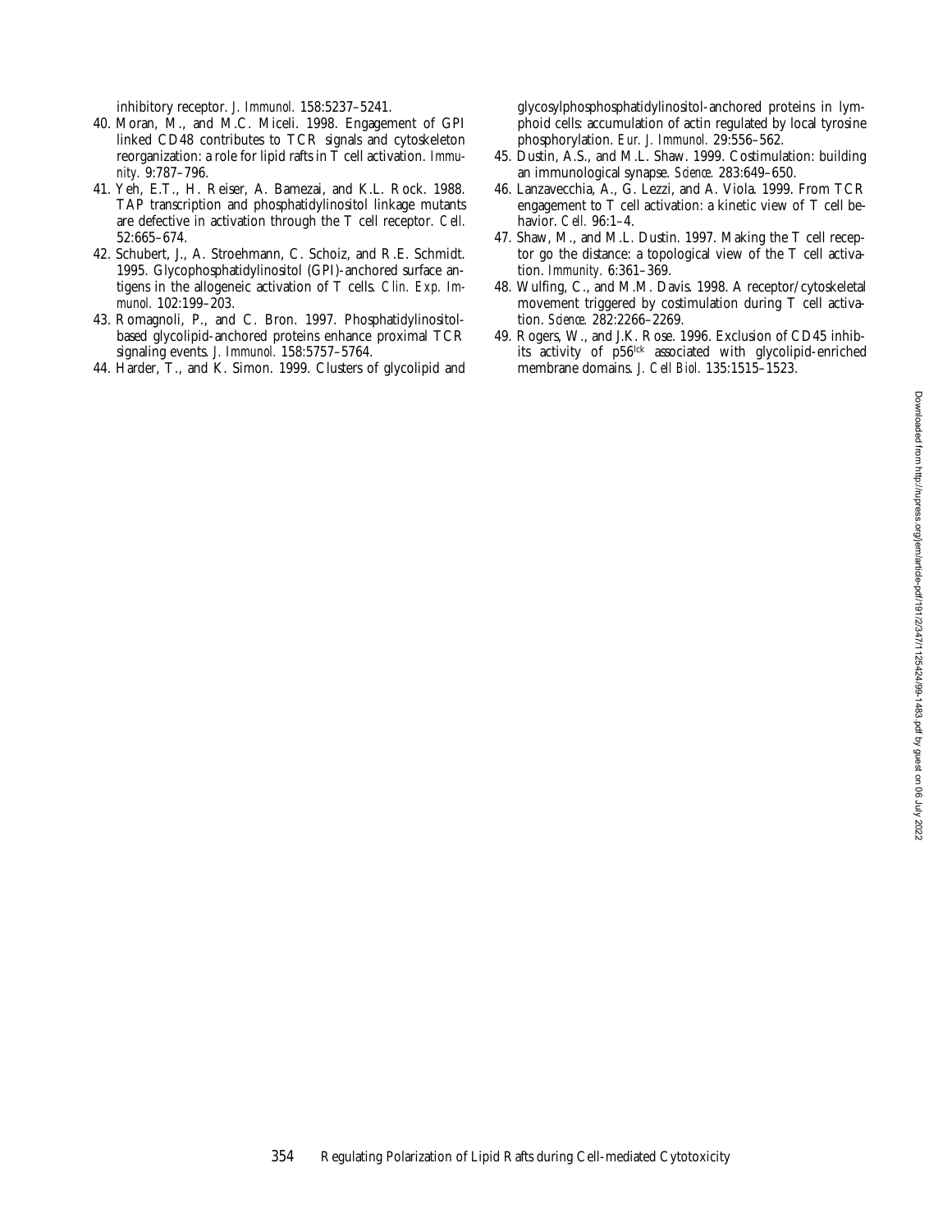inhibitory receptor. *J. Immunol.* 158:5237–5241.

40. Moran, M., and M.C. Miceli. 1998. Engagement of GPI linked CD48 contributes to TCR signals and cytoskeleton reorganization: a role for lipid rafts in T cell activation. *Immunity.* 9:787–796.
41. Yeh, E.T., H. Reiser, A. Bamezai, and K.L. Rock. 1988. TAP transcription and phosphatidylinositol linkage mutants are defective in activation through the T cell receptor. *Cell.* 52:665–674.
42. Schubert, J., A. Stroehmann, C. Schoiz, and R.E. Schmidt. 1995. Glycophosphatidylinositol (GPI)-anchored surface antigens in the allogeneic activation of T cells. *Clin. Exp. Immunol.* 102:199–203.
43. Romagnoli, P., and C. Bron. 1997. Phosphatidylinositol-based glycolipid-anchored proteins enhance proximal TCR signaling events. *J. Immunol.* 158:5757–5764.
44. Harder, T., and K. Simon. 1999. Clusters of glycolipid and glycosylphosphatidylinositol-anchored proteins in lymphoid cells: accumulation of actin regulated by local tyrosine phosphorylation. *Eur. J. Immunol.* 29:556–562.
45. Dustin, A.S., and M.L. Shaw. 1999. Costimulation: building an immunological synapse. *Science.* 283:649–650.
46. Lanzavecchia, A., G. Lezzi, and A. Viola. 1999. From TCR engagement to T cell activation: a kinetic view of T cell behavior. *Cell.* 96:1–4.
47. Shaw, M., and M.L. Dustin. 1997. Making the T cell receptor go the distance: a topological view of the T cell activation. *Immunity.* 6:361–369.
48. Wulfing, C., and M.M. Davis. 1998. A receptor/cytoskeletal movement triggered by costimulation during T cell activation. *Science.* 282:2266–2269.
49. Rogers, W., and J.K. Rose. 1996. Exclusion of CD45 inhibits activity of $p56^{lck}$ associated with glycolipid-enriched membrane domains. *J. Cell Biol.* 135:1515–1523.